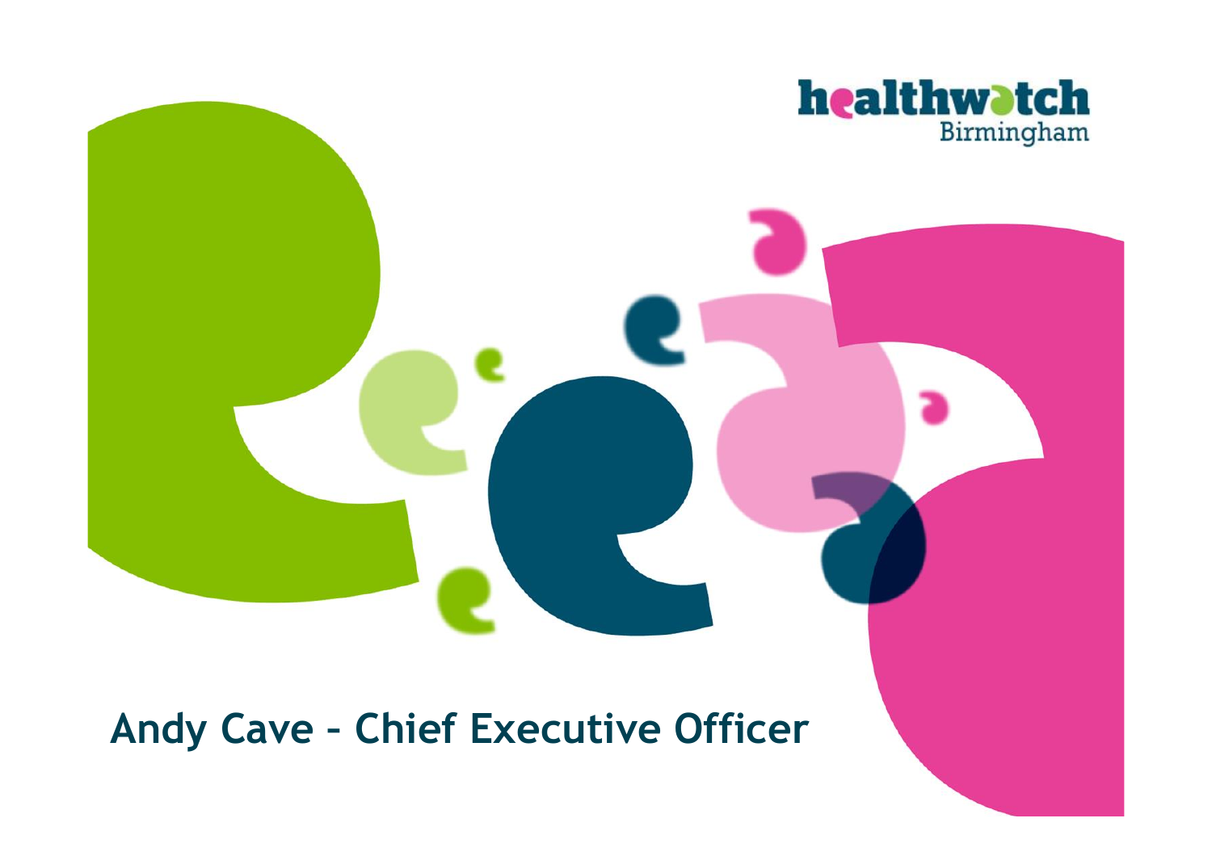healthwatch Birmingham

# Andy Cave – Chief Executive Officer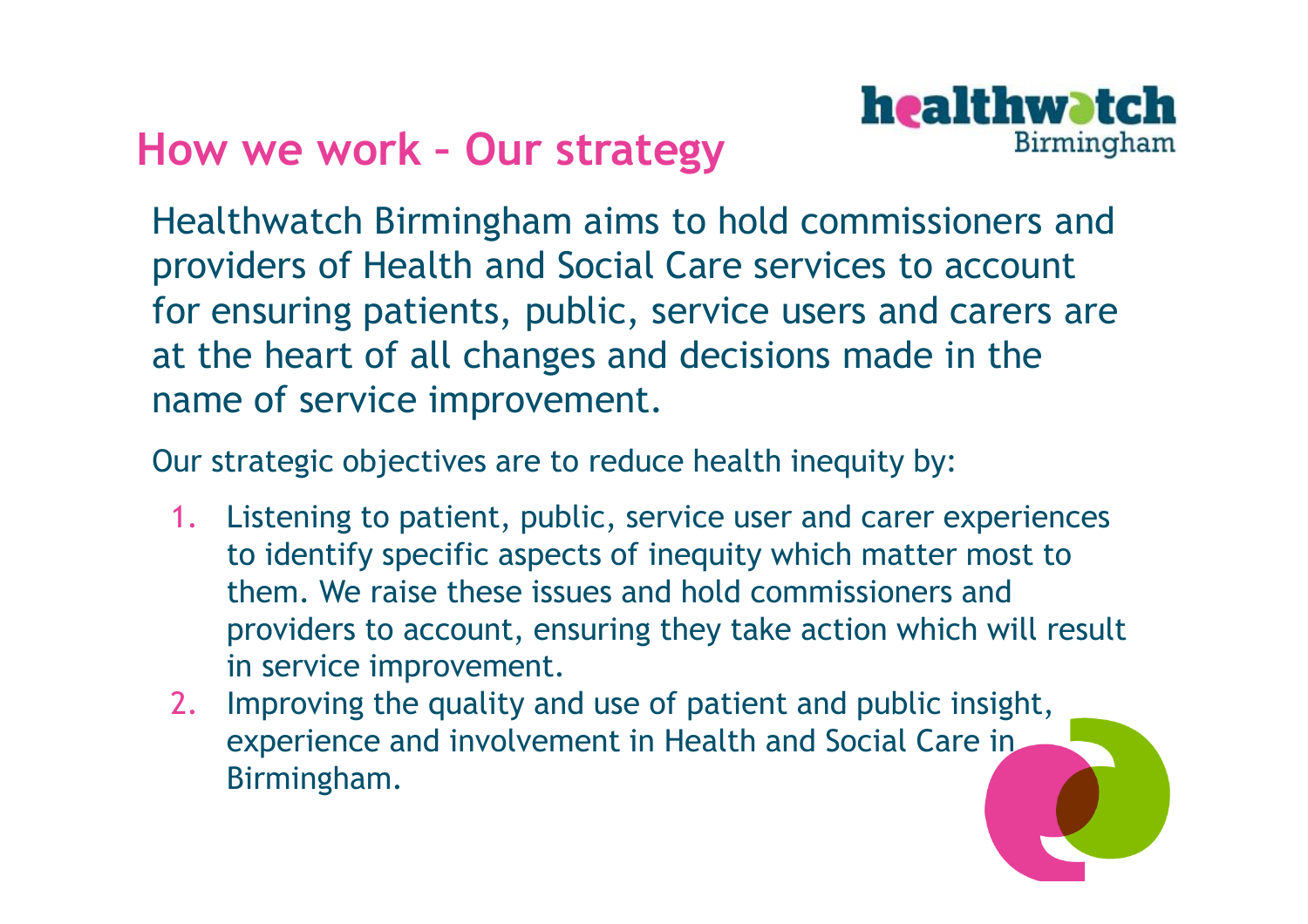## How we work – Our strategy

Healthwatch Birmingham aims to hold commissioners and providers of Health and Social Care services to account for ensuring patients, public, service users and carers are at the heart of all changes and decisions made in the name of service improvement.

Our strategic objectives are to reduce health inequity by:

1. Listening to patient, public, service user and carer experiences to identify specific aspects of inequity which matter most to them. We raise these issues and hold commissioners and providers to account, ensuring they take action which will result in service improvement.
2. Improving the quality and use of patient and public insight, experience and involvement in Health and Social Care in Birmingham.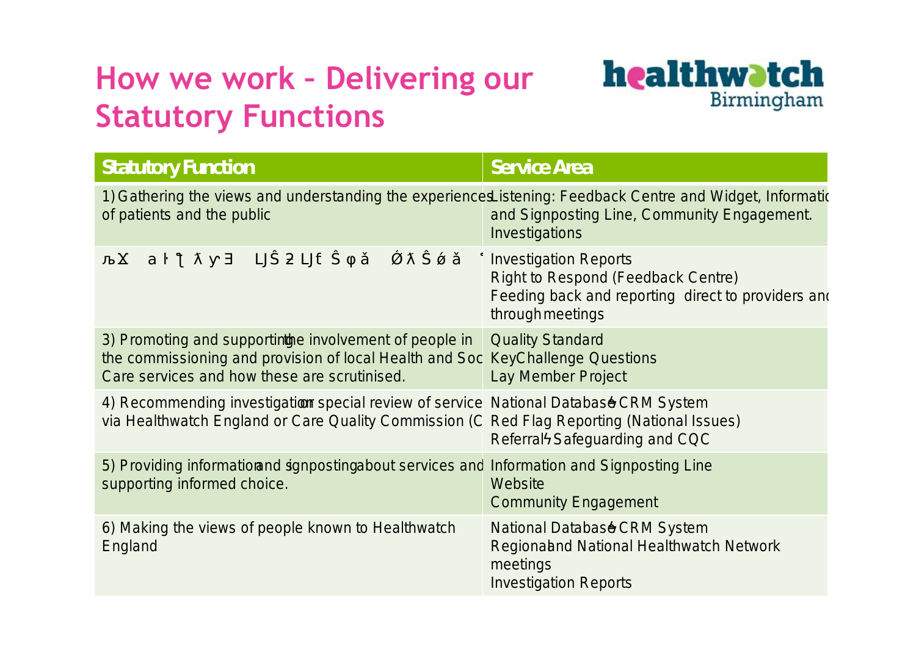# How we work – Delivering our Statutory Functions

healthwatch Birmingham

| Statutory Function | Service Area |
|---|---|
| 1) Gathering the views and understanding the experiences of patients and the public | Listening: Feedback Centre and Widget, Informatio and Signposting Line, Community Engagement. Investigations |
| љ϶ aŀ ˜ ʎ ʏ Ǝ ǈ Ŝ ƻ ǈ ƭ Ŝ φ ǎ ǿ ʎ Ŝ ǿ ǎ | Investigation Reports<br>Right to Respond (Feedback Centre)<br>Feeding back and reporting direct to providers anc through meetings |
| 3) Promoting and supporting the involvement of people in the commissioning and provision of local Health and Soc Care services and how these are scrutinised. | Quality Standard<br>Key Challenge Questions<br>Lay Member Project |
| 4) Recommending investigation or special review of service via Healthwatch England or Care Quality Commission (C | National Database – CRM System<br>Red Flag Reporting (National Issues)<br>Referrals – Safeguarding and CQC |
| 5) Providing information and signposting about services and supporting informed choice. | Information and Signposting Line<br>Website<br>Community Engagement |
| 6) Making the views of people known to Healthwatch England | National Database – CRM System<br>Regional and National Healthwatch Network meetings<br>Investigation Reports |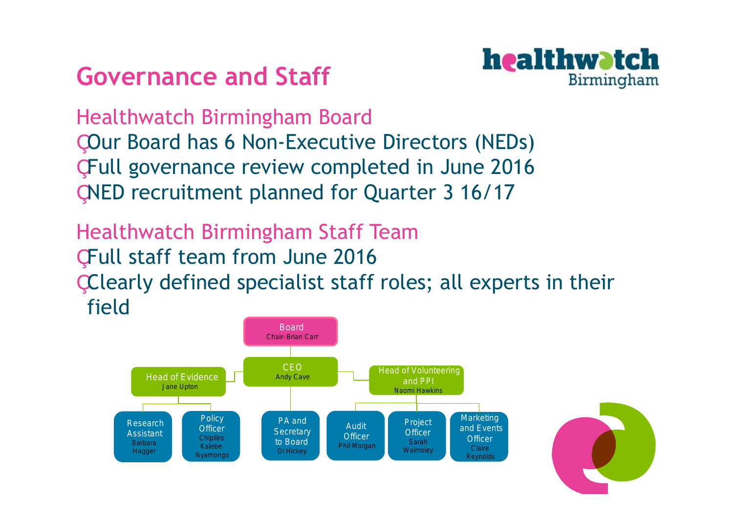# Governance and Staff

## Healthwatch Birmingham Board

- Our Board has 6 Non-Executive Directors (NEDs)
- Full governance review completed in June 2016
- NED recruitment planned for Quarter 3 16/17

## Healthwatch Birmingham Staff Team

- Full staff team from June 2016
- Clearly defined specialist staff roles; all experts in their field

**Board**
Chair- Brian Carr

- **CEO** – Andy Cave
  - **Head of Evidence** – Jane Upton
    - Research Assistant – Barbara Hagger
    - Policy Officer – Chipiliro Kalebe Nyamongo
  - **PA and Secretary to Board** – Di Hickey
  - **Head of Volunteering and PPI** – Naomi Hawkins
    - Audit Officer – Phil Morgan
    - Project Officer – Sarah Walmsley
    - Marketing and Events Officer – Claire Reynolds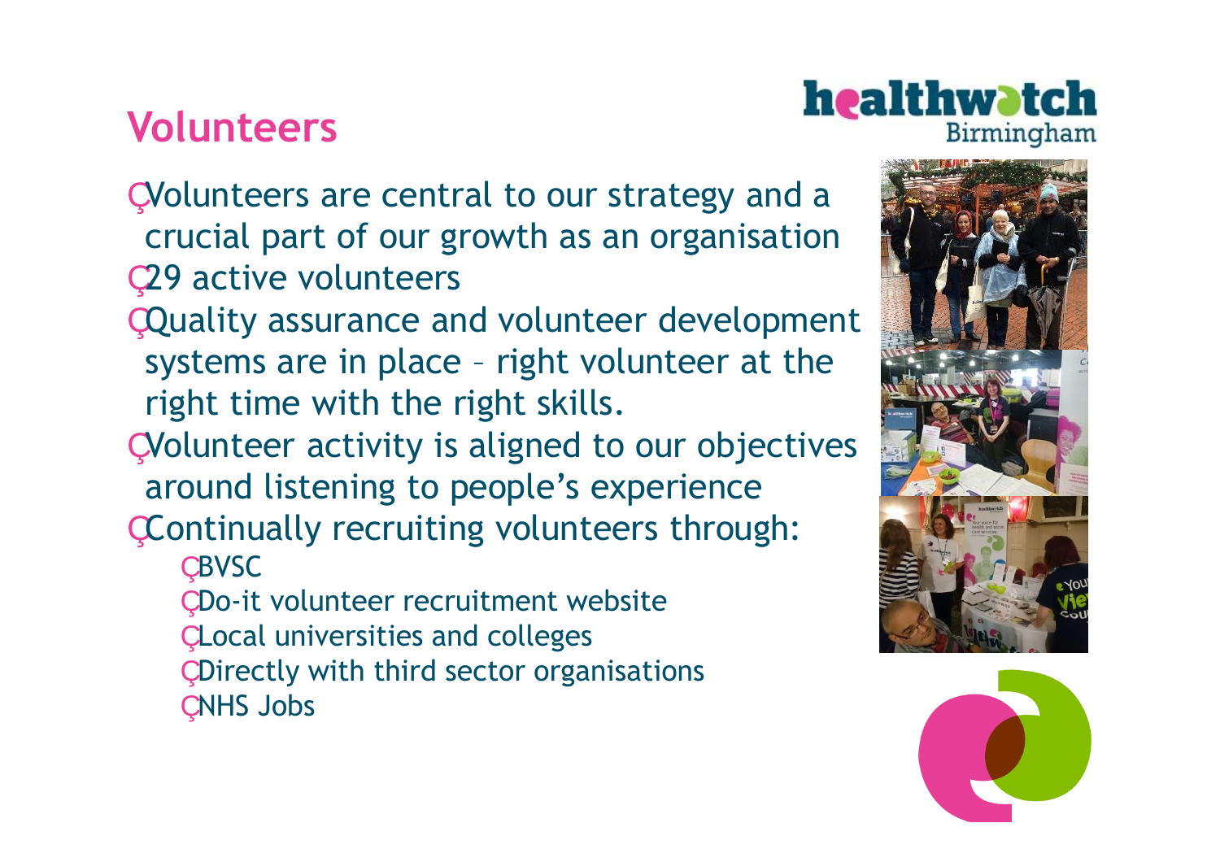# Volunteers

- Volunteers are central to our strategy and a crucial part of our growth as an organisation
- 29 active volunteers
- Quality assurance and volunteer development systems are in place – right volunteer at the right time with the right skills.
- Volunteer activity is aligned to our objectives around listening to people's experience
- Continually recruiting volunteers through:
  - BVSC
  - Do-it volunteer recruitment website
  - Local universities and colleges
  - Directly with third sector organisations
  - NHS Jobs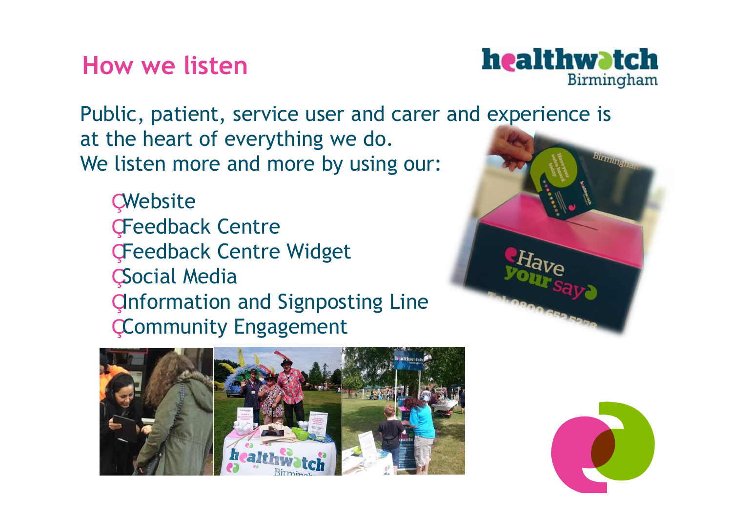## How we listen

Public, patient, service user and carer and experience is at the heart of everything we do.
We listen more and more by using our:

- Website
- Feedback Centre
- Feedback Centre Widget
- Social Media
- Information and Signposting Line
- Community Engagement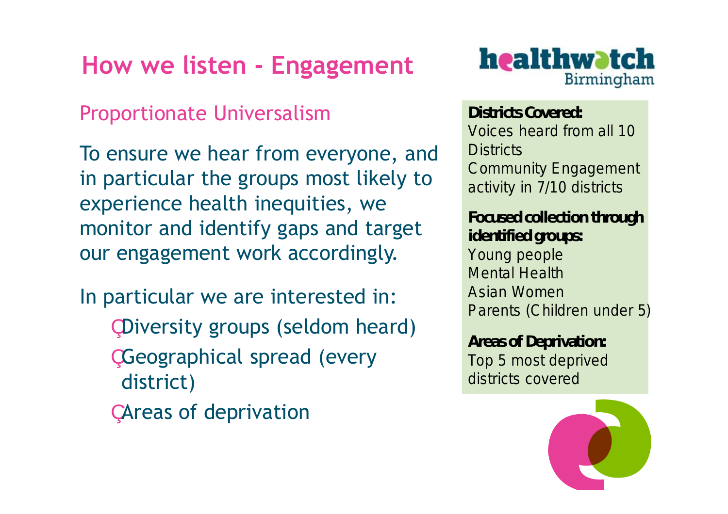# How we listen - Engagement

## Proportionate Universalism

To ensure we hear from everyone, and in particular the groups most likely to experience health inequities, we monitor and identify gaps and target our engagement work accordingly.

In particular we are interested in:

- Diversity groups (seldom heard)
- Geographical spread (every district)
- Areas of deprivation

**Districts Covered:**
Voices heard from all 10 Districts
Community Engagement activity in 7/10 districts

**Focused collection through identified groups:**
Young people
Mental Health
Asian Women
Parents (Children under 5)

**Areas of Deprivation:**
Top 5 most deprived districts covered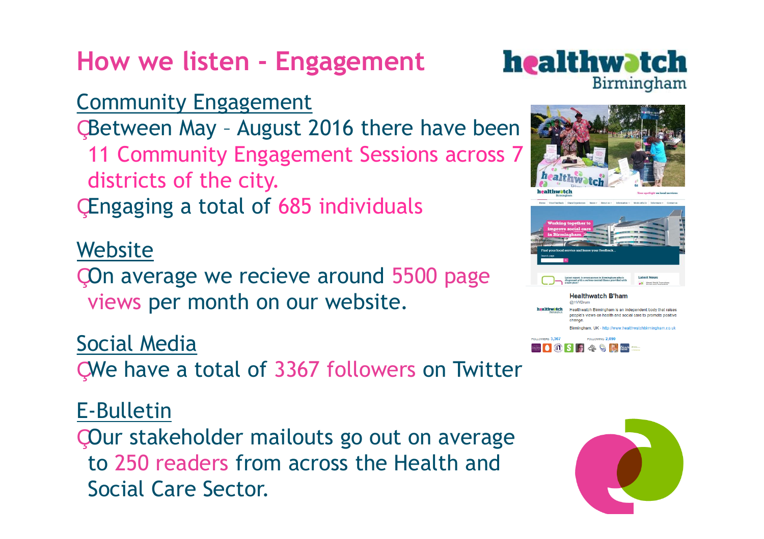# How we listen - Engagement

## Community Engagement

- Between May – August 2016 there have been 11 Community Engagement Sessions across 7 districts of the city.
- Engaging a total of 685 individuals

## Website

- On average we recieve around 5500 page views per month on our website.

## Social Media

- We have a total of 3367 followers on Twitter

## E-Bulletin

- Our stakeholder mailouts go out on average to 250 readers from across the Health and Social Care Sector.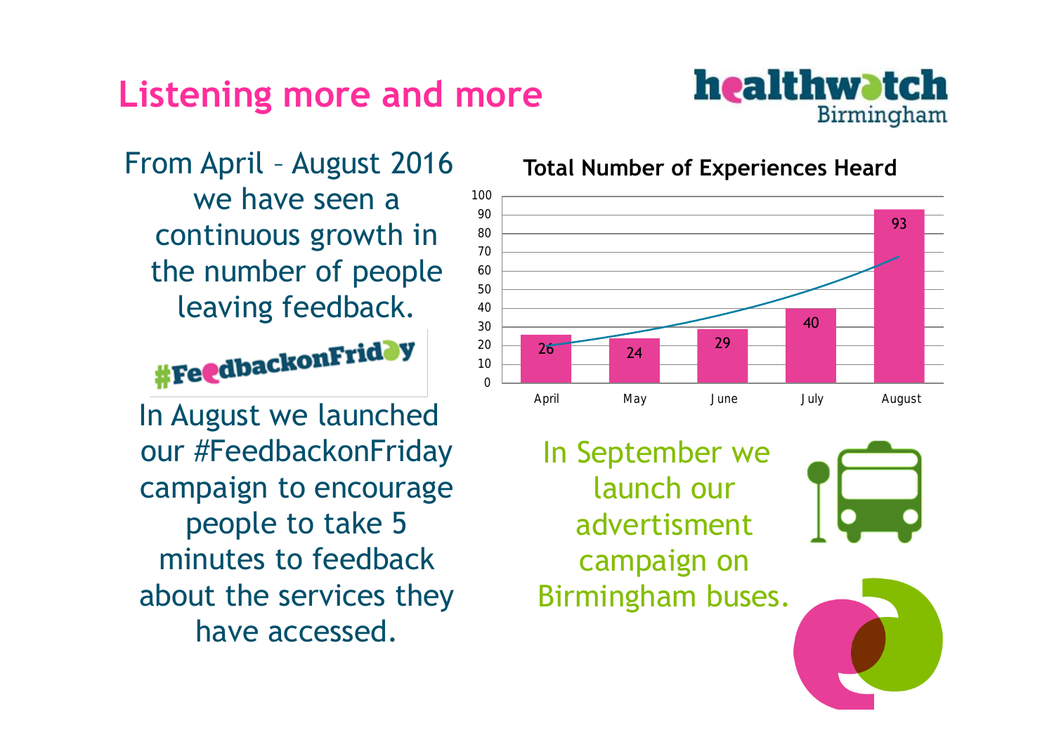## Listening more and more

healthwatch Birmingham

From April – August 2016 we have seen a continuous growth in the number of people leaving feedback.

#FeedbackonFriday

In August we launched our #FeedbackonFriday campaign to encourage people to take 5 minutes to feedback about the services they have accessed.

**Total Number of Experiences Heard**

| Month | Experiences |
| --- | --- |
| April | 26 |
| May | 24 |
| June | 29 |
| July | 40 |
| August | 93 |

In September we launch our advertisment campaign on Birmingham buses.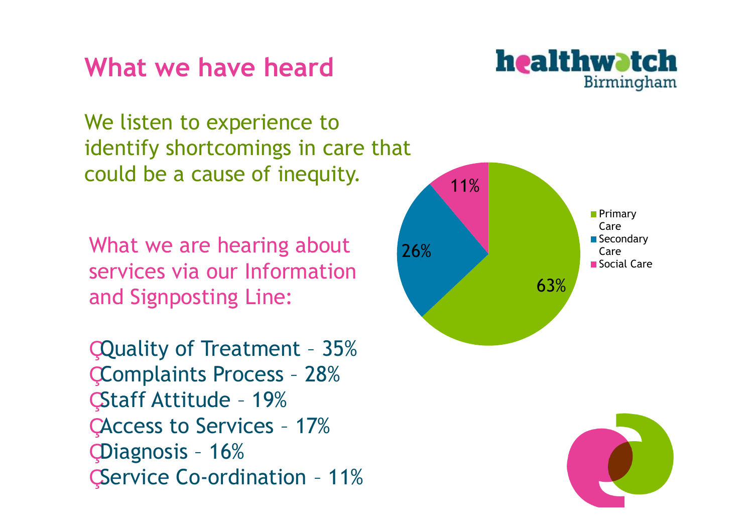# What we have heard

healthwatch Birmingham

We listen to experience to identify shortcomings in care that could be a cause of inequity.

What we are hearing about services via our Information and Signposting Line:

- Quality of Treatment – 35%
- Complaints Process – 28%
- Staff Attitude – 19%
- Access to Services – 17%
- Diagnosis – 16%
- Service Co-ordination – 11%

| Category | Share |
| --- | --- |
| Primary Care | 63% |
| Secondary Care | 26% |
| Social Care | 11% |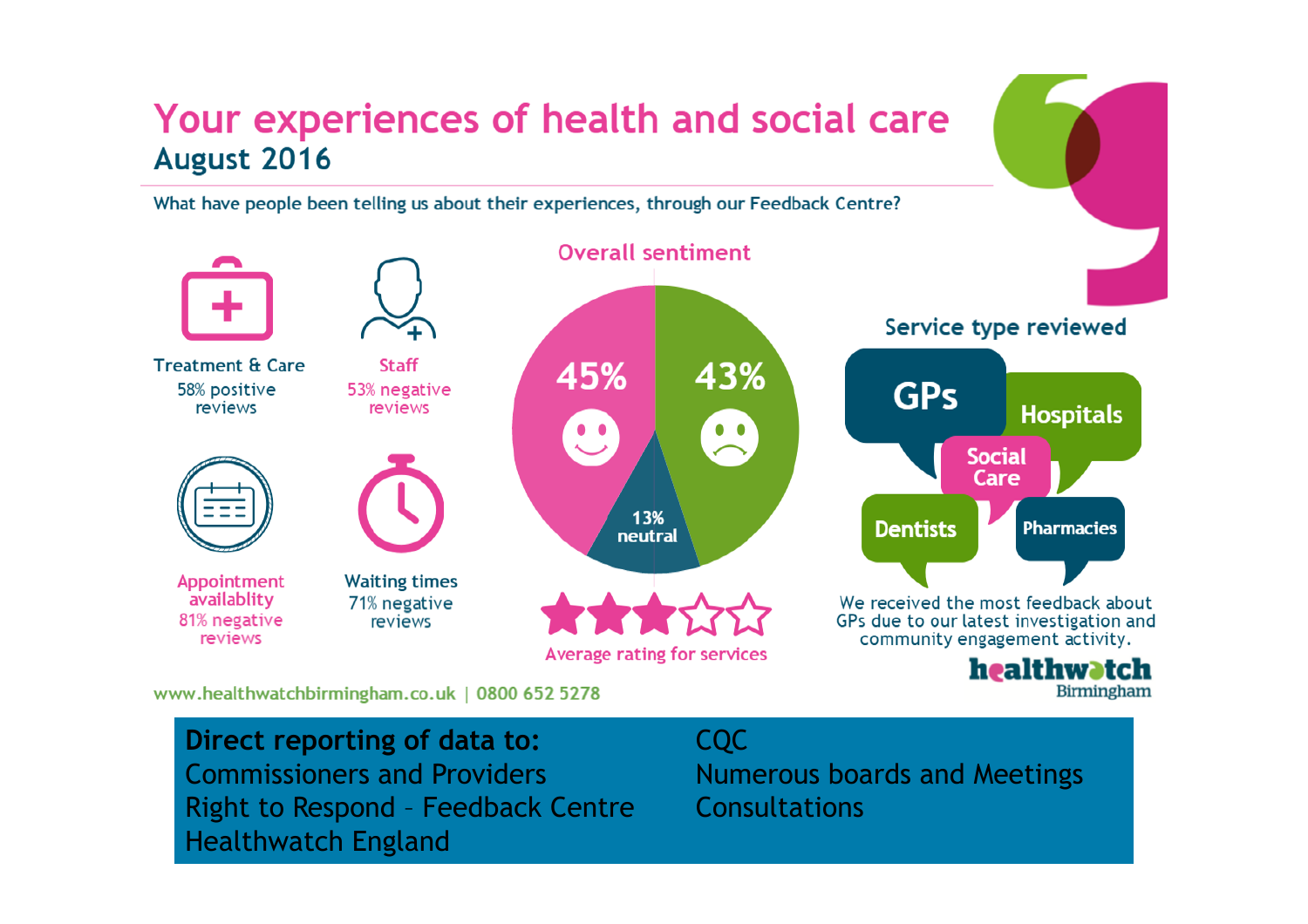# Your experiences of health and social care

## August 2016

What have people been telling us about their experiences, through our Feedback Centre?

**Treatment & Care**
58% positive reviews

**Staff**
53% negative reviews

**Appointment availablity**
81% negative reviews

**Waiting times**
71% negative reviews

### Overall sentiment

- 45% (positive)
- 43% (negative)
- 13% neutral

Average rating for services

### Service type reviewed

GPs, Hospitals, Social Care, Dentists, Pharmacies

We received the most feedback about GPs due to our latest investigation and community engagement activity.

healthwatch Birmingham

www.healthwatchbirmingham.co.uk | 0800 652 5278

**Direct reporting of data to:**

- Commissioners and Providers
- Right to Respond – Feedback Centre
- Healthwatch England
- CQC
- Numerous boards and Meetings
- Consultations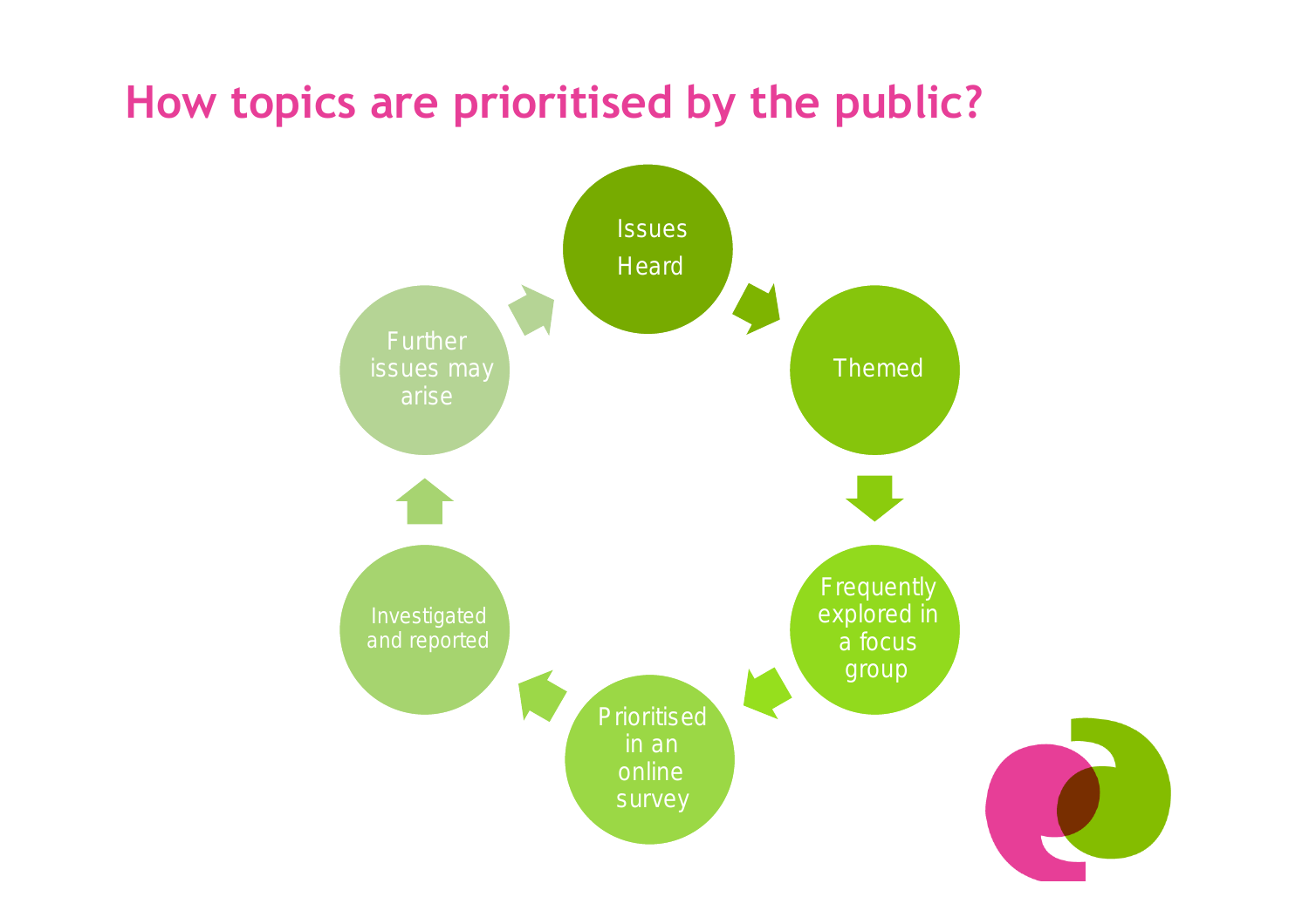# How topics are prioritised by the public?

- Issues Heard
- Themed
- Frequently explored in a focus group
- Prioritised in an online survey
- Investigated and reported
- Further issues may arise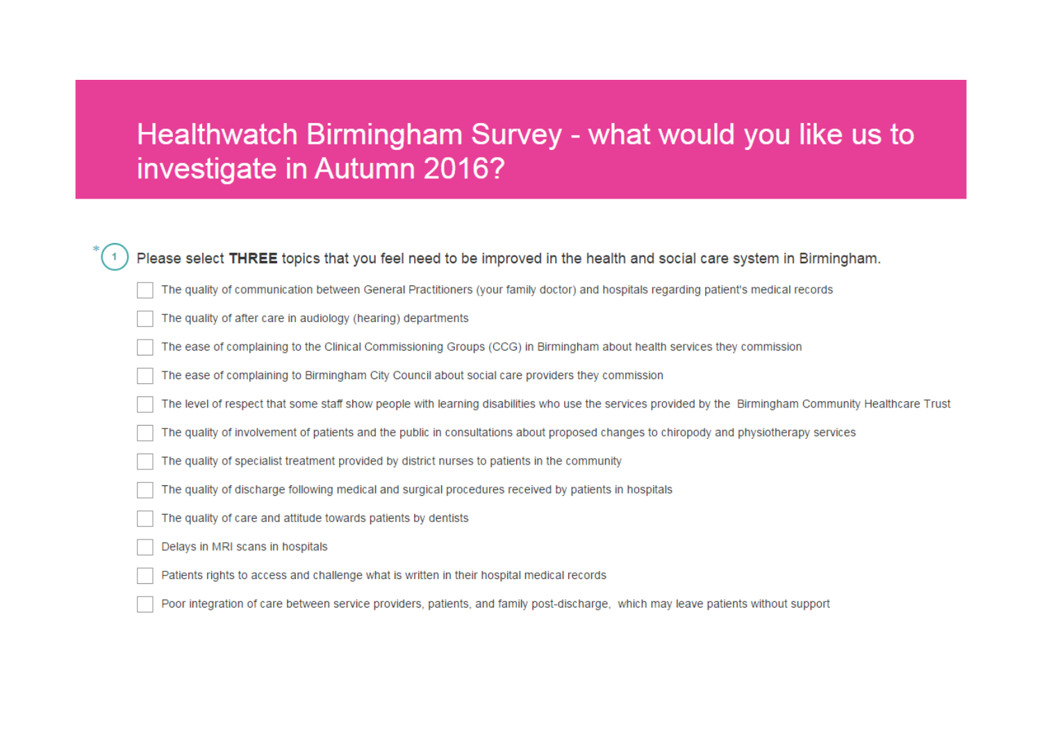# Healthwatch Birmingham Survey - what would you like us to investigate in Autumn 2016?

*1. Please select **THREE** topics that you feel need to be improved in the health and social care system in Birmingham.

- [ ] The quality of communication between General Practitioners (your family doctor) and hospitals regarding patient's medical records
- [ ] The quality of after care in audiology (hearing) departments
- [ ] The ease of complaining to the Clinical Commissioning Groups (CCG) in Birmingham about health services they commission
- [ ] The ease of complaining to Birmingham City Council about social care providers they commission
- [ ] The level of respect that some staff show people with learning disabilities who use the services provided by the Birmingham Community Healthcare Trust
- [ ] The quality of involvement of patients and the public in consultations about proposed changes to chiropody and physiotherapy services
- [ ] The quality of specialist treatment provided by district nurses to patients in the community
- [ ] The quality of discharge following medical and surgical procedures received by patients in hospitals
- [ ] The quality of care and attitude towards patients by dentists
- [ ] Delays in MRI scans in hospitals
- [ ] Patients rights to access and challenge what is written in their hospital medical records
- [ ] Poor integration of care between service providers, patients, and family post-discharge, which may leave patients without support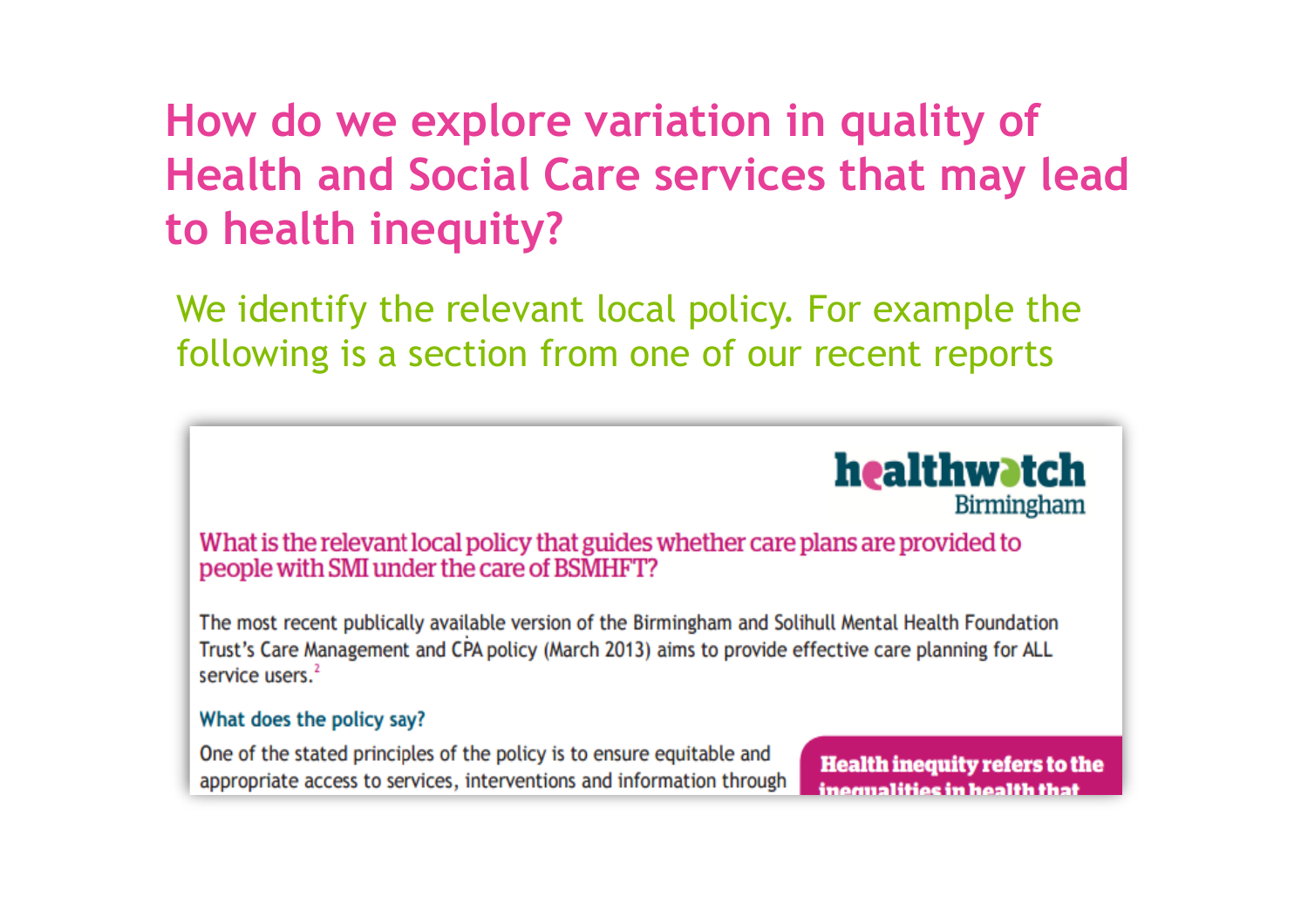# How do we explore variation in quality of Health and Social Care services that may lead to health inequity?

We identify the relevant local policy. For example the following is a section from one of our recent reports

healthwatch Birmingham

## What is the relevant local policy that guides whether care plans are provided to people with SMI under the care of BSMHFT?

The most recent publically available version of the Birmingham and Solihull Mental Health Foundation Trust's Care Management and CPA policy (March 2013) aims to provide effective care planning for ALL service users.[2]

### What does the policy say?

One of the stated principles of the policy is to ensure equitable and appropriate access to services, interventions and information through

**Health inequity refers to the inequalities in health that**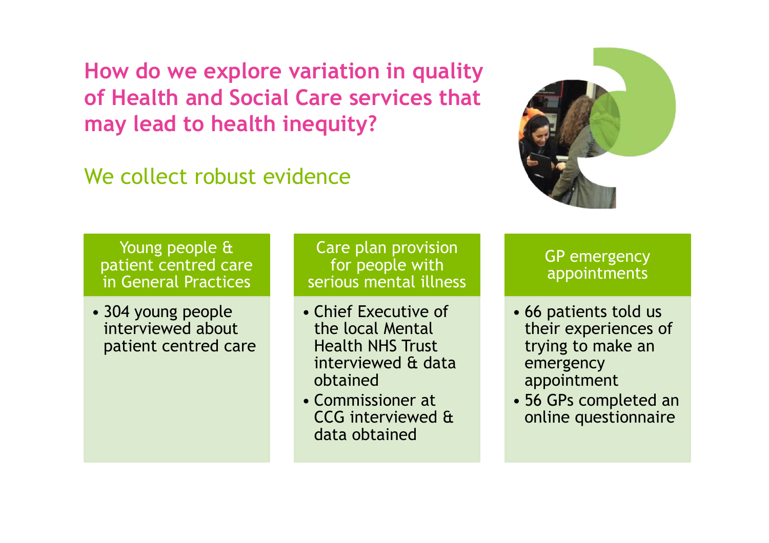# How do we explore variation in quality of Health and Social Care services that may lead to health inequity?

## We collect robust evidence

### Young people & patient centred care in General Practices

- 304 young people interviewed about patient centred care

### Care plan provision for people with serious mental illness

- Chief Executive of the local Mental Health NHS Trust interviewed & data obtained
- Commissioner at CCG interviewed & data obtained

### GP emergency appointments

- 66 patients told us their experiences of trying to make an emergency appointment
- 56 GPs completed an online questionnaire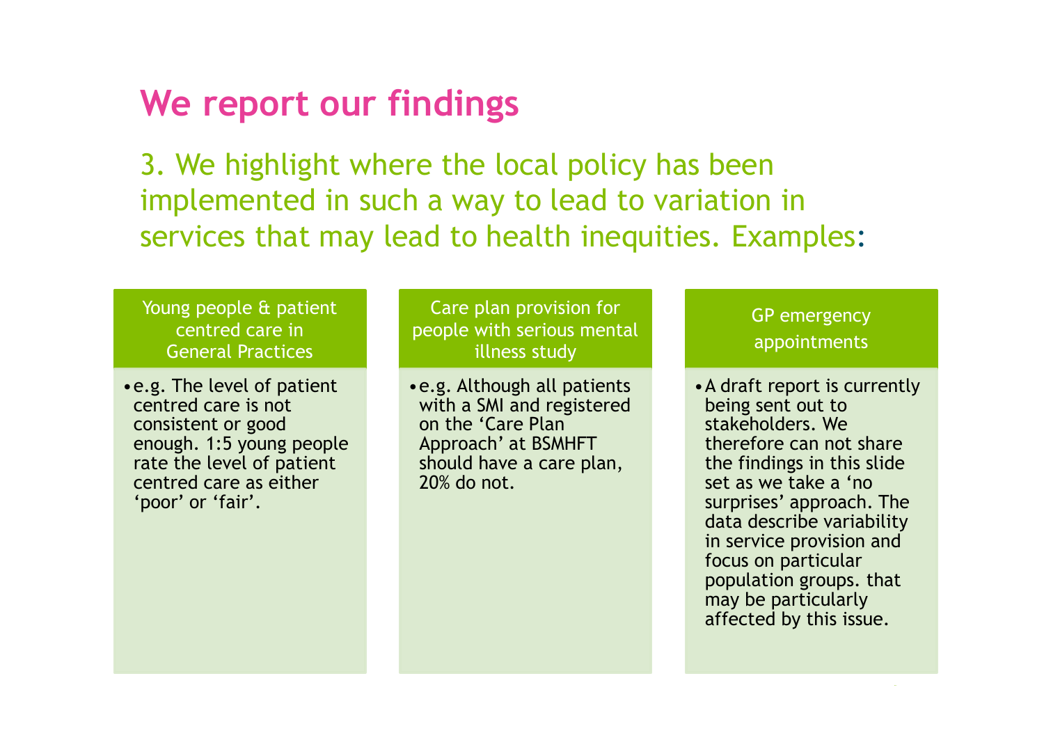# We report our findings

## 3. We highlight where the local policy has been implemented in such a way to lead to variation in services that may lead to health inequities. Examples:

### Young people & patient centred care in General Practices

- e.g. The level of patient centred care is not consistent or good enough. 1:5 young people rate the level of patient centred care as either 'poor' or 'fair'.

### Care plan provision for people with serious mental illness study

- e.g. Although all patients with a SMI and registered on the 'Care Plan Approach' at BSMHFT should have a care plan, 20% do not.

### GP emergency appointments

- A draft report is currently being sent out to stakeholders. We therefore can not share the findings in this slide set as we take a 'no surprises' approach. The data describe variability in service provision and focus on particular population groups. that may be particularly affected by this issue.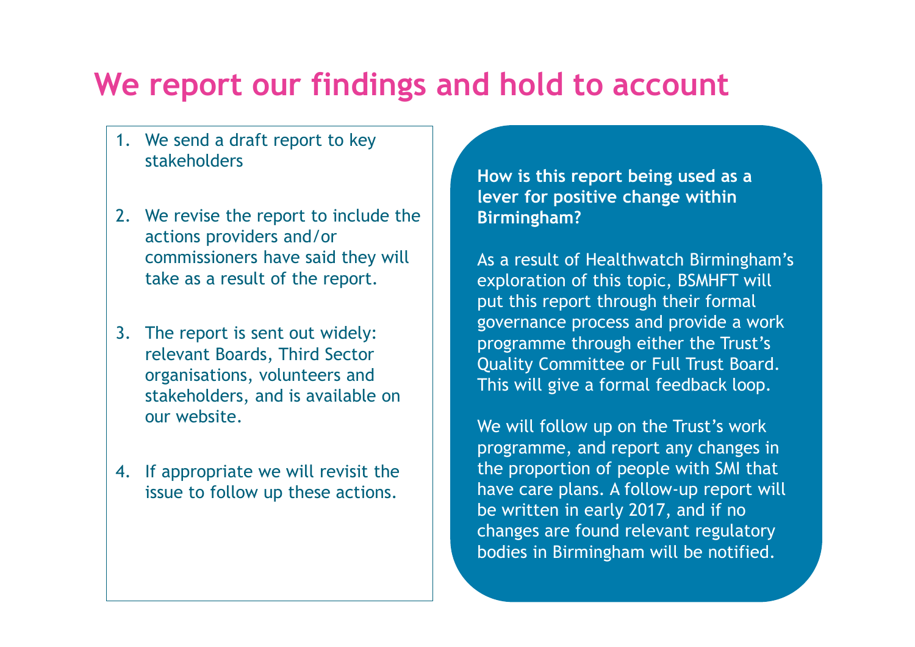# We report our findings and hold to account

1. We send a draft report to key stakeholders
2. We revise the report to include the actions providers and/or commissioners have said they will take as a result of the report.
3. The report is sent out widely: relevant Boards, Third Sector organisations, volunteers and stakeholders, and is available on our website.
4. If appropriate we will revisit the issue to follow up these actions.

**How is this report being used as a lever for positive change within Birmingham?**

As a result of Healthwatch Birmingham's exploration of this topic, BSMHFT will put this report through their formal governance process and provide a work programme through either the Trust's Quality Committee or Full Trust Board. This will give a formal feedback loop.

We will follow up on the Trust's work programme, and report any changes in the proportion of people with SMI that have care plans. A follow-up report will be written in early 2017, and if no changes are found relevant regulatory bodies in Birmingham will be notified.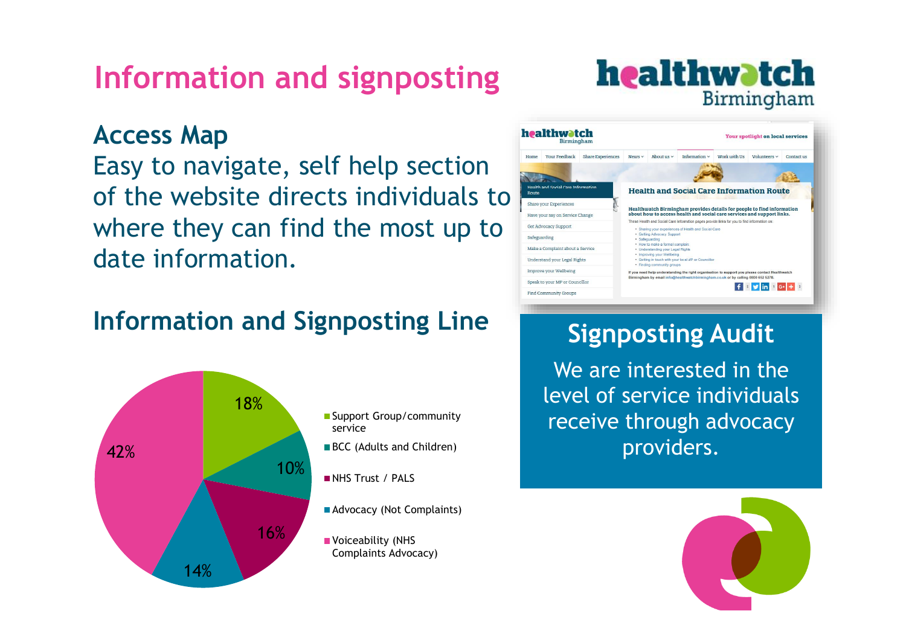# Information and signposting

## Access Map

Easy to navigate, self help section of the website directs individuals to where they can find the most up to date information.

## Information and Signposting Line

| Category | Percentage |
| --- | --- |
| Support Group/community service | 18% |
| BCC (Adults and Children) | 10% |
| NHS Trust / PALS | 16% |
| Advocacy (Not Complaints) | 14% |
| Voiceability (NHS Complaints Advocacy) | 42% |

## Signposting Audit

We are interested in the level of service individuals receive through advocacy providers.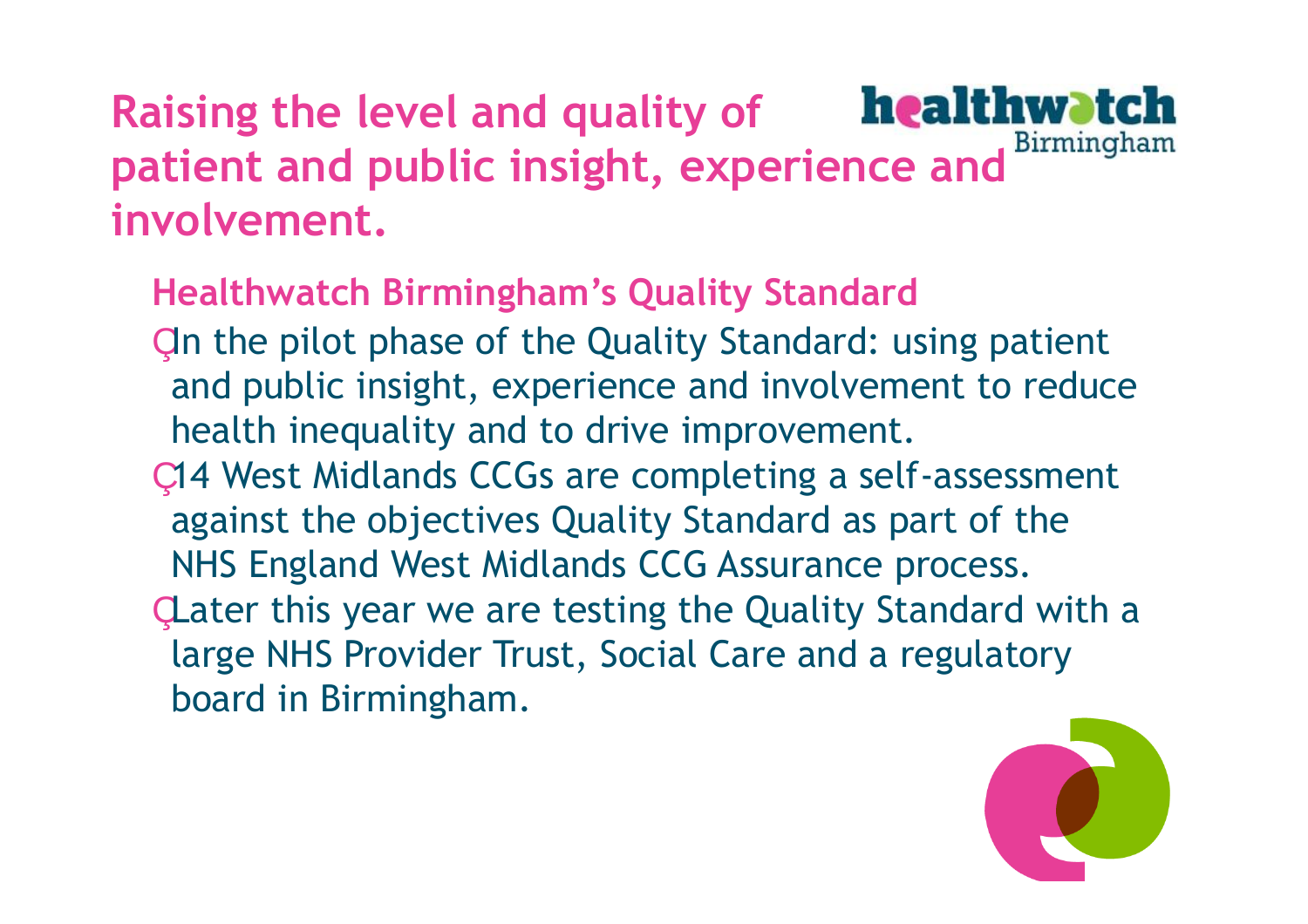# Raising the level and quality of patient and public insight, experience and involvement.

## Healthwatch Birmingham's Quality Standard

- In the pilot phase of the Quality Standard: using patient and public insight, experience and involvement to reduce health inequality and to drive improvement.
- 14 West Midlands CCGs are completing a self-assessment against the objectives Quality Standard as part of the NHS England West Midlands CCG Assurance process.
- Later this year we are testing the Quality Standard with a large NHS Provider Trust, Social Care and a regulatory board in Birmingham.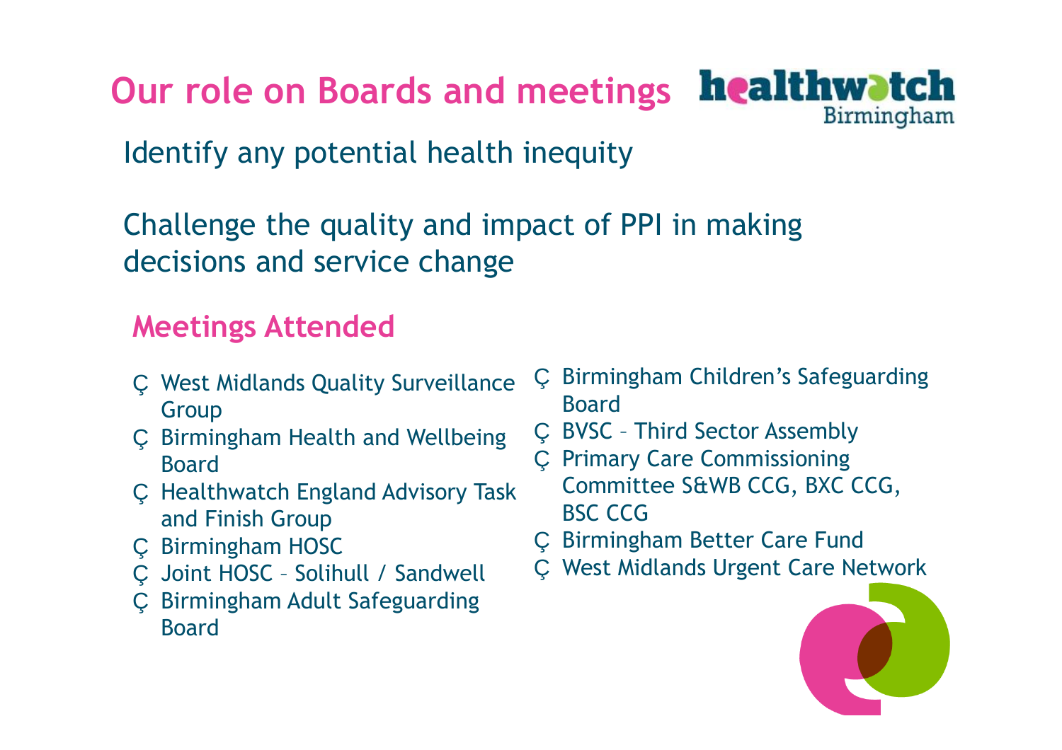# Our role on Boards and meetings

Identify any potential health inequity

Challenge the quality and impact of PPI in making decisions and service change

## Meetings Attended

- West Midlands Quality Surveillance Group
- Birmingham Health and Wellbeing Board
- Healthwatch England Advisory Task and Finish Group
- Birmingham HOSC
- Joint HOSC – Solihull / Sandwell
- Birmingham Adult Safeguarding Board
- Birmingham Children's Safeguarding Board
- BVSC – Third Sector Assembly
- Primary Care Commissioning Committee S&WB CCG, BXC CCG, BSC CCG
- Birmingham Better Care Fund
- West Midlands Urgent Care Network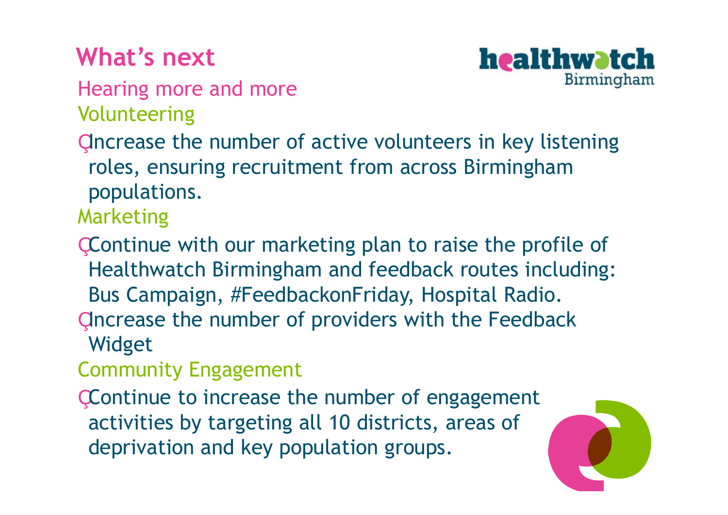# What's next

## Hearing more and more

### Volunteering

- Increase the number of active volunteers in key listening roles, ensuring recruitment from across Birmingham populations.

### Marketing

- Continue with our marketing plan to raise the profile of Healthwatch Birmingham and feedback routes including: Bus Campaign, #FeedbackonFriday, Hospital Radio.
- Increase the number of providers with the Feedback Widget

### Community Engagement

- Continue to increase the number of engagement activities by targeting all 10 districts, areas of deprivation and key population groups.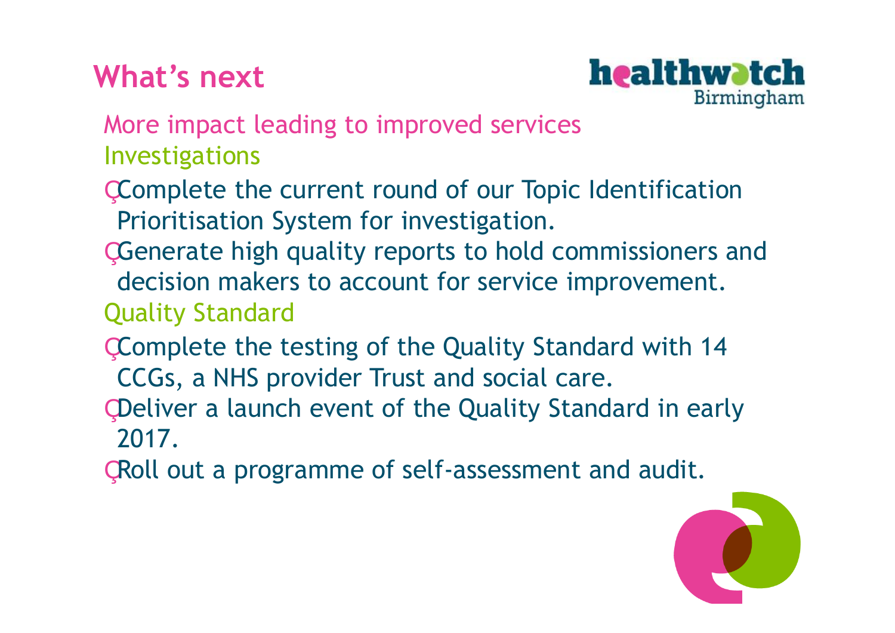# What's next

## More impact leading to improved services

### Investigations

- Complete the current round of our Topic Identification Prioritisation System for investigation.
- Generate high quality reports to hold commissioners and decision makers to account for service improvement.

### Quality Standard

- Complete the testing of the Quality Standard with 14 CCGs, a NHS provider Trust and social care.
- Deliver a launch event of the Quality Standard in early 2017.
- Roll out a programme of self-assessment and audit.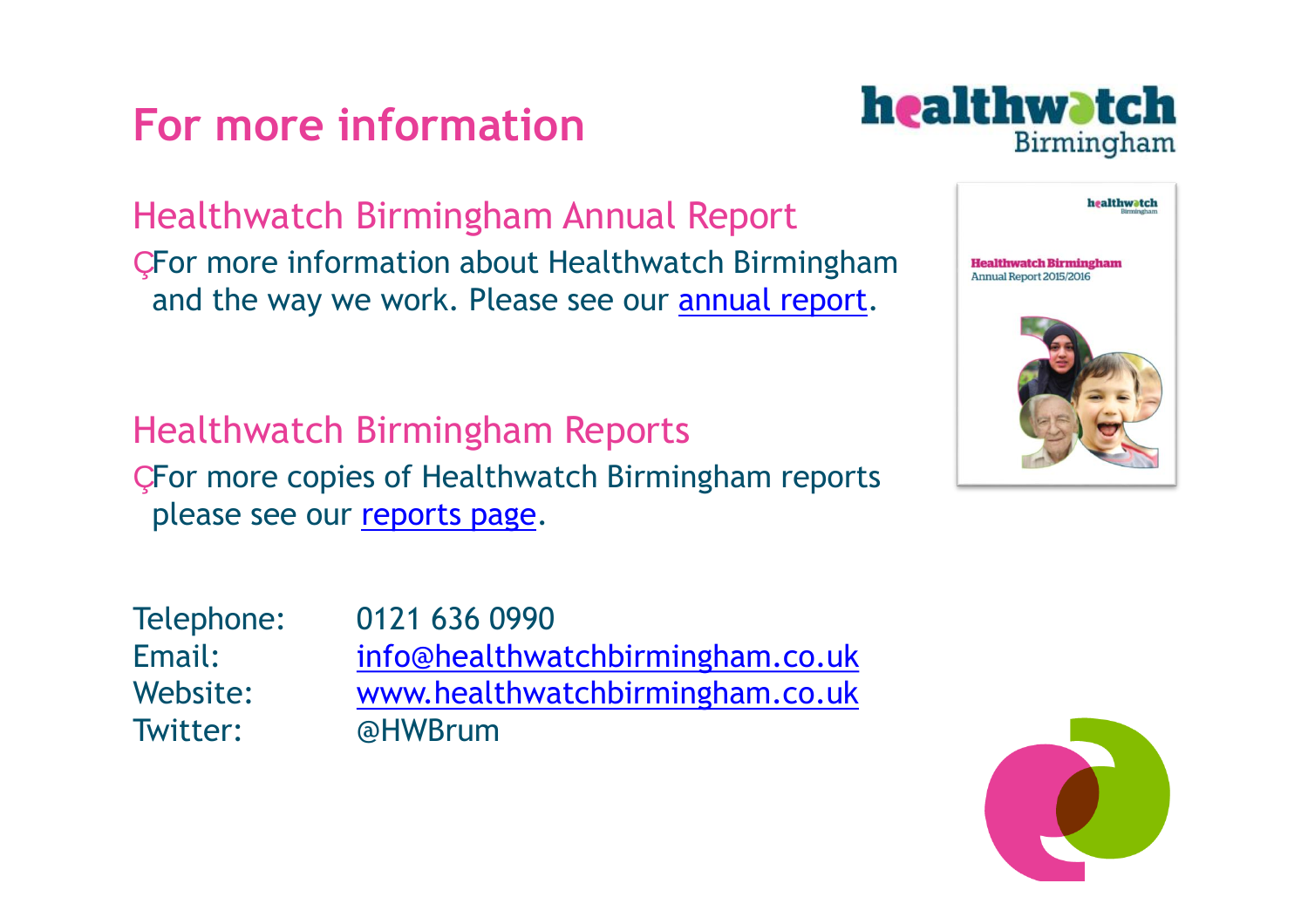# For more information

## Healthwatch Birmingham Annual Report

- For more information about Healthwatch Birmingham and the way we work. Please see our annual report.

## Healthwatch Birmingham Reports

- For more copies of Healthwatch Birmingham reports please see our reports page.

| | |
|---|---|
| Telephone: | 0121 636 0990 |
| Email: | info@healthwatchbirmingham.co.uk |
| Website: | www.healthwatchbirmingham.co.uk |
| Twitter: | @HWBrum |